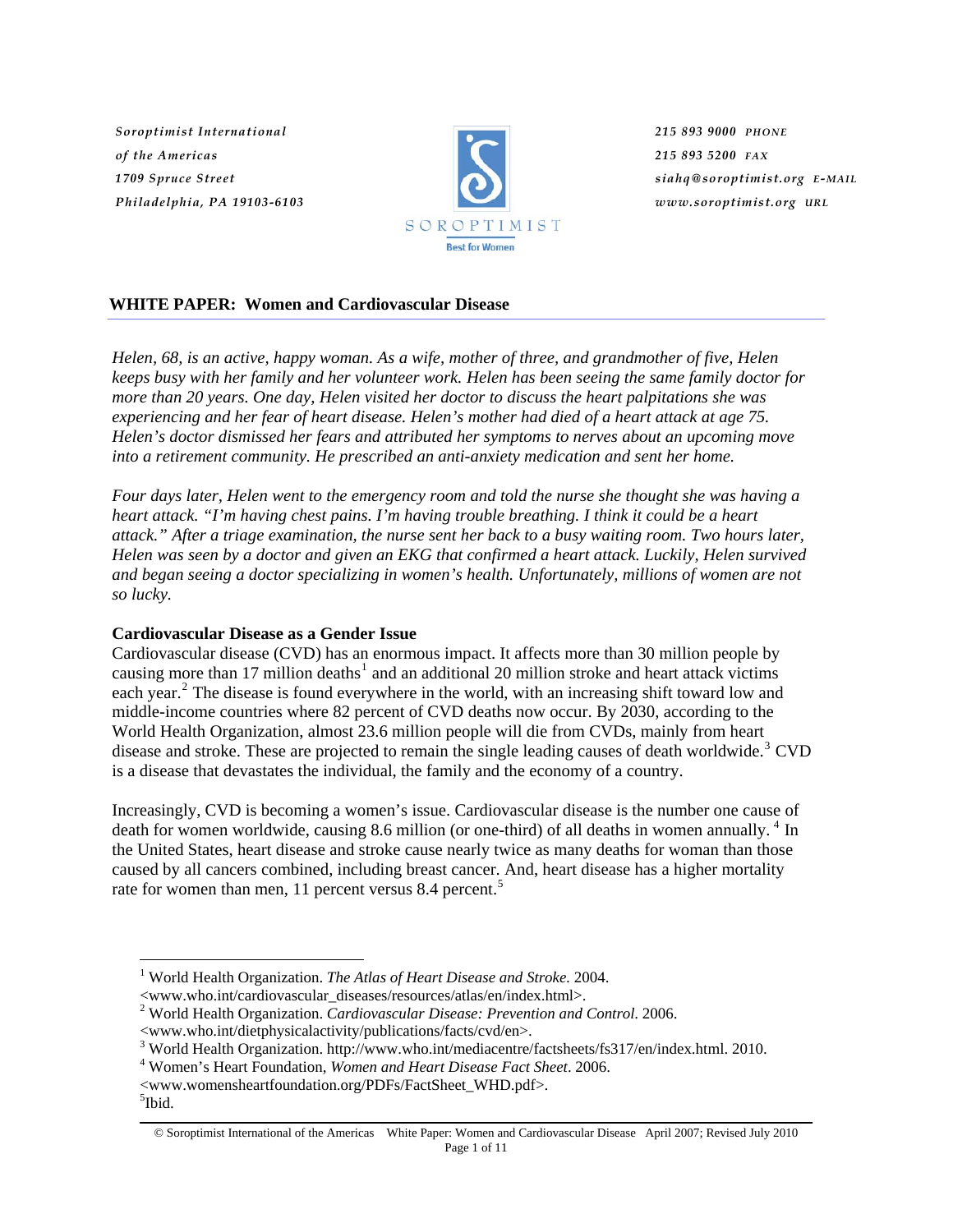Soroptimist International of the Americas
1709 Spruce Street
Philadelphia, PA 19103-6103

SOROPTIMIST
Best for Women

215 893 9000 PHONE
215 893 5200 FAX
siahq@soroptimist.org E-MAIL
www.soroptimist.org URL

## WHITE PAPER: Women and Cardiovascular Disease

*Helen, 68, is an active, happy woman. As a wife, mother of three, and grandmother of five, Helen keeps busy with her family and her volunteer work. Helen has been seeing the same family doctor for more than 20 years. One day, Helen visited her doctor to discuss the heart palpitations she was experiencing and her fear of heart disease. Helen's mother had died of a heart attack at age 75. Helen's doctor dismissed her fears and attributed her symptoms to nerves about an upcoming move into a retirement community. He prescribed an anti-anxiety medication and sent her home.*

*Four days later, Helen went to the emergency room and told the nurse she thought she was having a heart attack. "I'm having chest pains. I'm having trouble breathing. I think it could be a heart attack." After a triage examination, the nurse sent her back to a busy waiting room. Two hours later, Helen was seen by a doctor and given an EKG that confirmed a heart attack. Luckily, Helen survived and began seeing a doctor specializing in women's health. Unfortunately, millions of women are not so lucky.*

### Cardiovascular Disease as a Gender Issue

Cardiovascular disease (CVD) has an enormous impact. It affects more than 30 million people by causing more than 17 million deaths[1] and an additional 20 million stroke and heart attack victims each year.[2] The disease is found everywhere in the world, with an increasing shift toward low and middle-income countries where 82 percent of CVD deaths now occur. By 2030, according to the World Health Organization, almost 23.6 million people will die from CVDs, mainly from heart disease and stroke. These are projected to remain the single leading causes of death worldwide.[3] CVD is a disease that devastates the individual, the family and the economy of a country.

Increasingly, CVD is becoming a women's issue. Cardiovascular disease is the number one cause of death for women worldwide, causing 8.6 million (or one-third) of all deaths in women annually.[4] In the United States, heart disease and stroke cause nearly twice as many deaths for woman than those caused by all cancers combined, including breast cancer. And, heart disease has a higher mortality rate for women than men, 11 percent versus 8.4 percent.[5]

---

[1] World Health Organization. *The Atlas of Heart Disease and Stroke.* 2004. <www.who.int/cardiovascular_diseases/resources/atlas/en/index.html>.

[2] World Health Organization. *Cardiovascular Disease: Prevention and Control.* 2006. <www.who.int/dietphysicalactivity/publications/facts/cvd/en>.

[3] World Health Organization. http://www.who.int/mediacentre/factsheets/fs317/en/index.html. 2010.

[4] Women's Heart Foundation, *Women and Heart Disease Fact Sheet*. 2006. <www.womensheartfoundation.org/PDFs/FactSheet_WHD.pdf>.

[5] Ibid.

© Soroptimist International of the Americas White Paper: Women and Cardiovascular Disease April 2007; Revised July 2010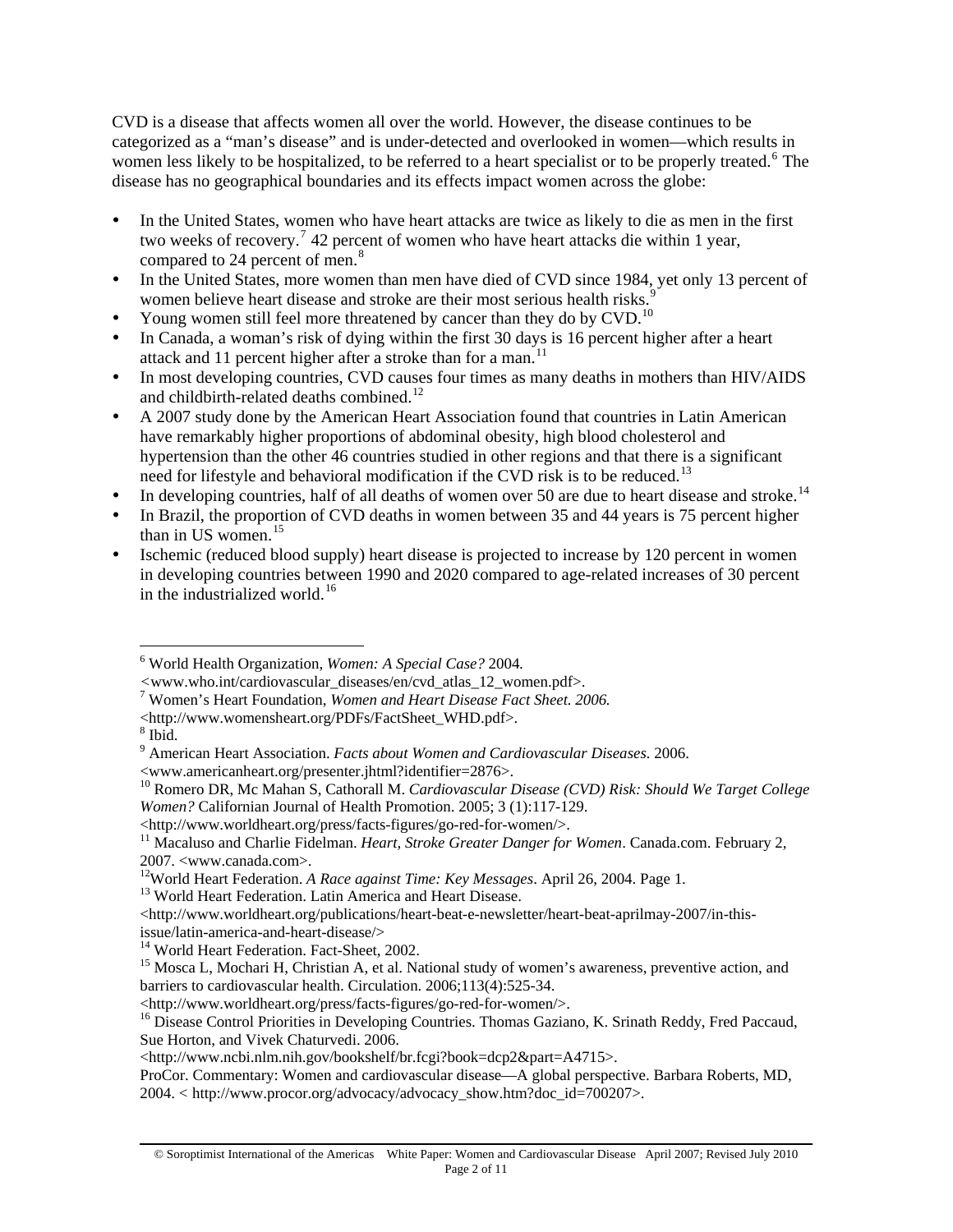CVD is a disease that affects women all over the world. However, the disease continues to be categorized as a "man's disease" and is under-detected and overlooked in women—which results in women less likely to be hospitalized, to be referred to a heart specialist or to be properly treated.[6] The disease has no geographical boundaries and its effects impact women across the globe:

- In the United States, women who have heart attacks are twice as likely to die as men in the first two weeks of recovery.[7] 42 percent of women who have heart attacks die within 1 year, compared to 24 percent of men.[8]
- In the United States, more women than men have died of CVD since 1984, yet only 13 percent of women believe heart disease and stroke are their most serious health risks.[9]
- Young women still feel more threatened by cancer than they do by CVD.[10]
- In Canada, a woman's risk of dying within the first 30 days is 16 percent higher after a heart attack and 11 percent higher after a stroke than for a man.[11]
- In most developing countries, CVD causes four times as many deaths in mothers than HIV/AIDS and childbirth-related deaths combined.[12]
- A 2007 study done by the American Heart Association found that countries in Latin American have remarkably higher proportions of abdominal obesity, high blood cholesterol and hypertension than the other 46 countries studied in other regions and that there is a significant need for lifestyle and behavioral modification if the CVD risk is to be reduced.[13]
- In developing countries, half of all deaths of women over 50 are due to heart disease and stroke.[14]
- In Brazil, the proportion of CVD deaths in women between 35 and 44 years is 75 percent higher than in US women.[15]
- Ischemic (reduced blood supply) heart disease is projected to increase by 120 percent in women in developing countries between 1990 and 2020 compared to age-related increases of 30 percent in the industrialized world.[16]

---

[6] World Health Organization, *Women: A Special Case?* 2004. <www.who.int/cardiovascular_diseases/en/cvd_atlas_12_women.pdf>.

[7] Women's Heart Foundation, *Women and Heart Disease Fact Sheet. 2006.* <http://www.womensheart.org/PDFs/FactSheet_WHD.pdf>.

[8] Ibid.

[9] American Heart Association. *Facts about Women and Cardiovascular Diseases.* 2006. <www.americanheart.org/presenter.jhtml?identifier=2876>.

[10] Romero DR, Mc Mahan S, Cathorall M. *Cardiovascular Disease (CVD) Risk: Should We Target College Women?* Californian Journal of Health Promotion. 2005; 3 (1):117-129. <http://www.worldheart.org/press/facts-figures/go-red-for-women/>.

[11] Macaluso and Charlie Fidelman. *Heart, Stroke Greater Danger for Women*. Canada.com. February 2, 2007. <www.canada.com>.

[12] World Heart Federation. *A Race against Time: Key Messages*. April 26, 2004. Page 1.

[13] World Heart Federation. Latin America and Heart Disease. <http://www.worldheart.org/publications/heart-beat-e-newsletter/heart-beat-aprilmay-2007/in-this-issue/latin-america-and-heart-disease/>

[14] World Heart Federation. Fact-Sheet, 2002.

[15] Mosca L, Mochari H, Christian A, et al. National study of women's awareness, preventive action, and barriers to cardiovascular health. Circulation. 2006;113(4):525-34. <http://www.worldheart.org/press/facts-figures/go-red-for-women/>.

[16] Disease Control Priorities in Developing Countries. Thomas Gaziano, K. Srinath Reddy, Fred Paccaud, Sue Horton, and Vivek Chaturvedi. 2006. <http://www.ncbi.nlm.nih.gov/bookshelf/br.fcgi?book=dcp2&part=A4715>.
ProCor. Commentary: Women and cardiovascular disease—A global perspective. Barbara Roberts, MD, 2004. < http://www.procor.org/advocacy/advocacy_show.htm?doc_id=700207>.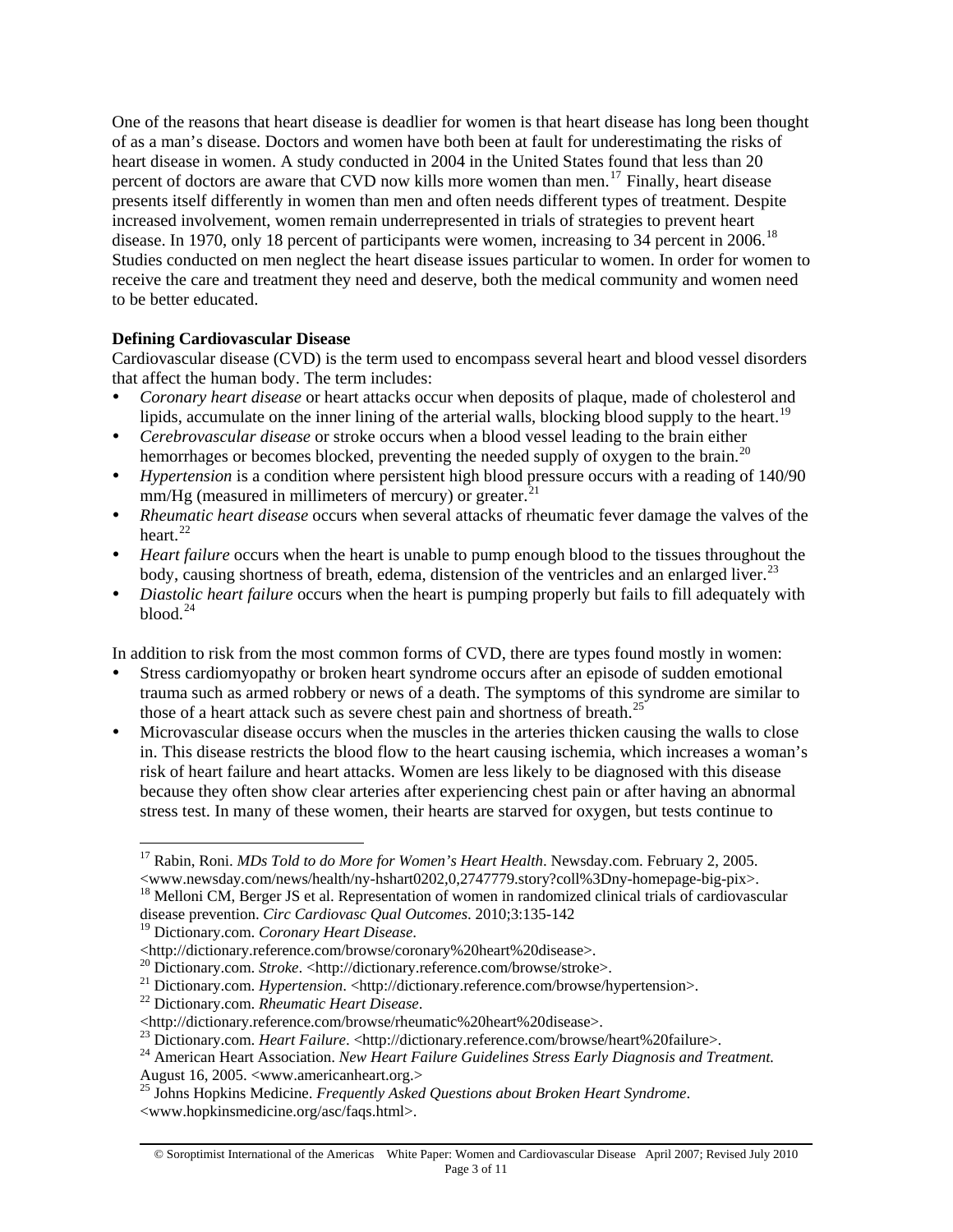One of the reasons that heart disease is deadlier for women is that heart disease has long been thought of as a man's disease. Doctors and women have both been at fault for underestimating the risks of heart disease in women. A study conducted in 2004 in the United States found that less than 20 percent of doctors are aware that CVD now kills more women than men.[17] Finally, heart disease presents itself differently in women than men and often needs different types of treatment. Despite increased involvement, women remain underrepresented in trials of strategies to prevent heart disease. In 1970, only 18 percent of participants were women, increasing to 34 percent in 2006.[18] Studies conducted on men neglect the heart disease issues particular to women. In order for women to receive the care and treatment they need and deserve, both the medical community and women need to be better educated.

**Defining Cardiovascular Disease**

Cardiovascular disease (CVD) is the term used to encompass several heart and blood vessel disorders that affect the human body. The term includes:

- *Coronary heart disease* or heart attacks occur when deposits of plaque, made of cholesterol and lipids, accumulate on the inner lining of the arterial walls, blocking blood supply to the heart.[19]
- *Cerebrovascular disease* or stroke occurs when a blood vessel leading to the brain either hemorrhages or becomes blocked, preventing the needed supply of oxygen to the brain.[20]
- *Hypertension* is a condition where persistent high blood pressure occurs with a reading of 140/90 mm/Hg (measured in millimeters of mercury) or greater.[21]
- *Rheumatic heart disease* occurs when several attacks of rheumatic fever damage the valves of the heart.[22]
- *Heart failure* occurs when the heart is unable to pump enough blood to the tissues throughout the body, causing shortness of breath, edema, distension of the ventricles and an enlarged liver.[23]
- *Diastolic heart failure* occurs when the heart is pumping properly but fails to fill adequately with blood.[24]

In addition to risk from the most common forms of CVD, there are types found mostly in women:

- Stress cardiomyopathy or broken heart syndrome occurs after an episode of sudden emotional trauma such as armed robbery or news of a death. The symptoms of this syndrome are similar to those of a heart attack such as severe chest pain and shortness of breath.[25]
- Microvascular disease occurs when the muscles in the arteries thicken causing the walls to close in. This disease restricts the blood flow to the heart causing ischemia, which increases a woman's risk of heart failure and heart attacks. Women are less likely to be diagnosed with this disease because they often show clear arteries after experiencing chest pain or after having an abnormal stress test. In many of these women, their hearts are starved for oxygen, but tests continue to

---

[17] Rabin, Roni. *MDs Told to do More for Women's Heart Health*. Newsday.com. February 2, 2005. <www.newsday.com/news/health/ny-hshart0202,0,2747779.story?coll%3Dny-homepage-big-pix>.

[18] Melloni CM, Berger JS et al. Representation of women in randomized clinical trials of cardiovascular disease prevention. *Circ Cardiovasc Qual Outcomes*. 2010;3:135-142

[19] Dictionary.com. *Coronary Heart Disease*. <http://dictionary.reference.com/browse/coronary%20heart%20disease>.

[20] Dictionary.com. *Stroke*. <http://dictionary.reference.com/browse/stroke>.

[21] Dictionary.com. *Hypertension*. <http://dictionary.reference.com/browse/hypertension>.

[22] Dictionary.com. *Rheumatic Heart Disease*. <http://dictionary.reference.com/browse/rheumatic%20heart%20disease>.

[23] Dictionary.com. *Heart Failure*. <http://dictionary.reference.com/browse/heart%20failure>.

[24] American Heart Association. *New Heart Failure Guidelines Stress Early Diagnosis and Treatment.* August 16, 2005. <www.americanheart.org.>

[25] Johns Hopkins Medicine. *Frequently Asked Questions about Broken Heart Syndrome*. <www.hopkinsmedicine.org/asc/faqs.html>.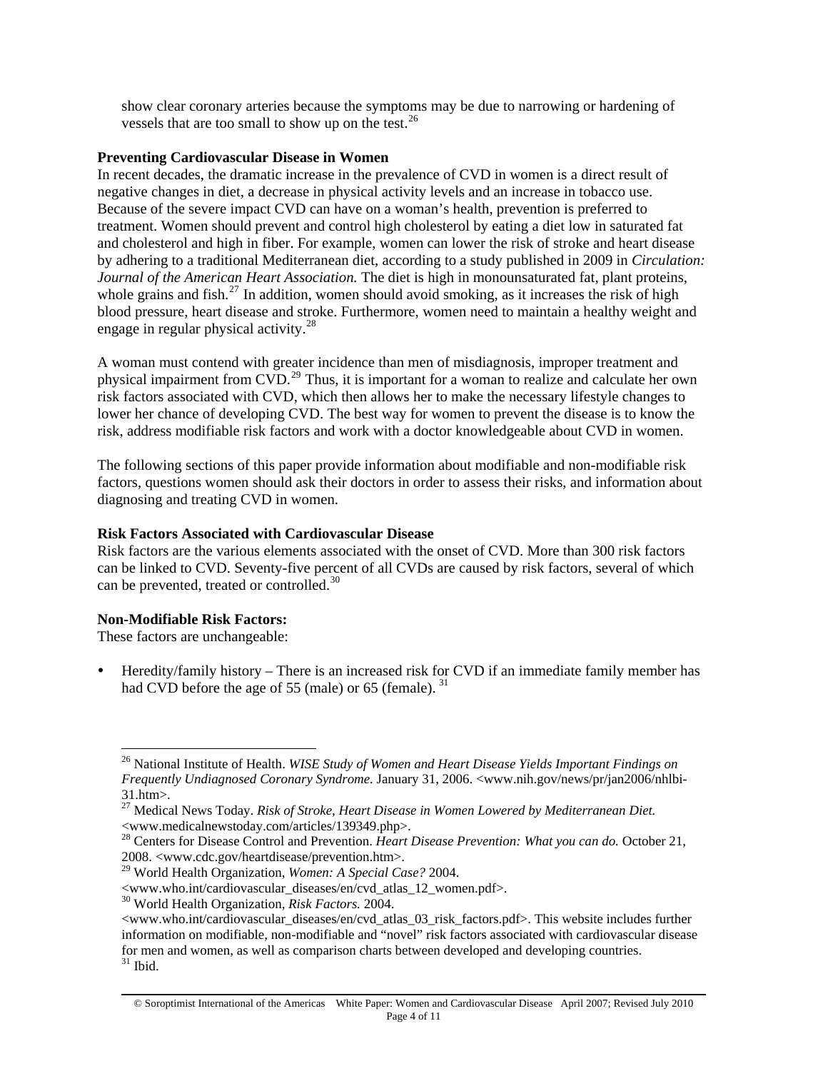show clear coronary arteries because the symptoms may be due to narrowing or hardening of vessels that are too small to show up on the test.[26]

**Preventing Cardiovascular Disease in Women**

In recent decades, the dramatic increase in the prevalence of CVD in women is a direct result of negative changes in diet, a decrease in physical activity levels and an increase in tobacco use. Because of the severe impact CVD can have on a woman's health, prevention is preferred to treatment. Women should prevent and control high cholesterol by eating a diet low in saturated fat and cholesterol and high in fiber. For example, women can lower the risk of stroke and heart disease by adhering to a traditional Mediterranean diet, according to a study published in 2009 in *Circulation: Journal of the American Heart Association.* The diet is high in monounsaturated fat, plant proteins, whole grains and fish.[27] In addition, women should avoid smoking, as it increases the risk of high blood pressure, heart disease and stroke. Furthermore, women need to maintain a healthy weight and engage in regular physical activity.[28]

A woman must contend with greater incidence than men of misdiagnosis, improper treatment and physical impairment from CVD.[29] Thus, it is important for a woman to realize and calculate her own risk factors associated with CVD, which then allows her to make the necessary lifestyle changes to lower her chance of developing CVD. The best way for women to prevent the disease is to know the risk, address modifiable risk factors and work with a doctor knowledgeable about CVD in women.

The following sections of this paper provide information about modifiable and non-modifiable risk factors, questions women should ask their doctors in order to assess their risks, and information about diagnosing and treating CVD in women.

**Risk Factors Associated with Cardiovascular Disease**

Risk factors are the various elements associated with the onset of CVD. More than 300 risk factors can be linked to CVD. Seventy-five percent of all CVDs are caused by risk factors, several of which can be prevented, treated or controlled.[30]

**Non-Modifiable Risk Factors:**

These factors are unchangeable:

- Heredity/family history – There is an increased risk for CVD if an immediate family member has had CVD before the age of 55 (male) or 65 (female). [31]

---

[26] National Institute of Health. *WISE Study of Women and Heart Disease Yields Important Findings on Frequently Undiagnosed Coronary Syndrome.* January 31, 2006. <www.nih.gov/news/pr/jan2006/nhlbi-31.htm>.

[27] Medical News Today. *Risk of Stroke, Heart Disease in Women Lowered by Mediterranean Diet.* <www.medicalnewstoday.com/articles/139349.php>.

[28] Centers for Disease Control and Prevention. *Heart Disease Prevention: What you can do.* October 21, 2008. <www.cdc.gov/heartdisease/prevention.htm>.

[29] World Health Organization, *Women: A Special Case?* 2004. <www.who.int/cardiovascular_diseases/en/cvd_atlas_12_women.pdf>.

[30] World Health Organization, *Risk Factors.* 2004. <www.who.int/cardiovascular_diseases/en/cvd_atlas_03_risk_factors.pdf>. This website includes further information on modifiable, non-modifiable and "novel" risk factors associated with cardiovascular disease for men and women, as well as comparison charts between developed and developing countries.

[31] Ibid.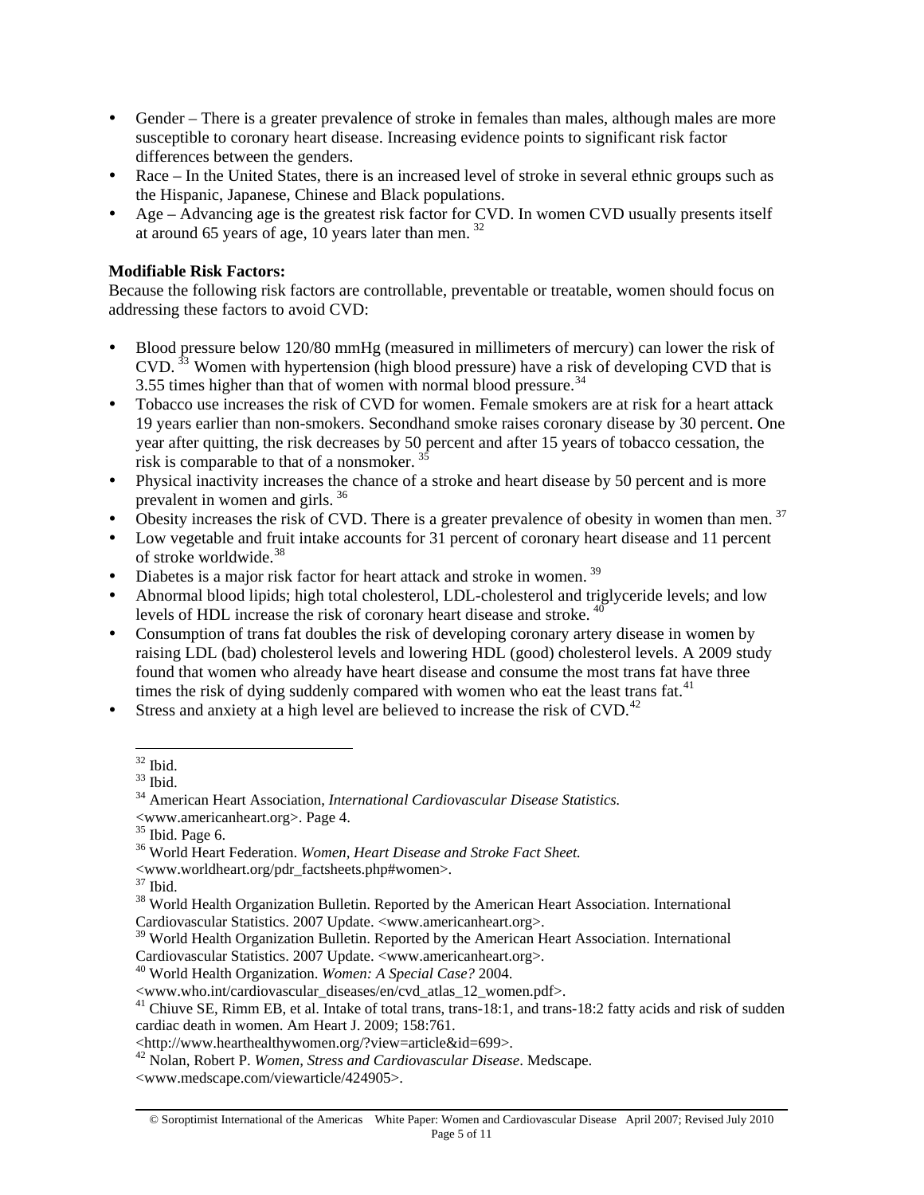- Gender – There is a greater prevalence of stroke in females than males, although males are more susceptible to coronary heart disease. Increasing evidence points to significant risk factor differences between the genders.
- Race – In the United States, there is an increased level of stroke in several ethnic groups such as the Hispanic, Japanese, Chinese and Black populations.
- Age – Advancing age is the greatest risk factor for CVD. In women CVD usually presents itself at around 65 years of age, 10 years later than men. [32]

**Modifiable Risk Factors:**
Because the following risk factors are controllable, preventable or treatable, women should focus on addressing these factors to avoid CVD:

- Blood pressure below 120/80 mmHg (measured in millimeters of mercury) can lower the risk of CVD. [33] Women with hypertension (high blood pressure) have a risk of developing CVD that is 3.55 times higher than that of women with normal blood pressure.[34]
- Tobacco use increases the risk of CVD for women. Female smokers are at risk for a heart attack 19 years earlier than non-smokers. Secondhand smoke raises coronary disease by 30 percent. One year after quitting, the risk decreases by 50 percent and after 15 years of tobacco cessation, the risk is comparable to that of a nonsmoker. [35]
- Physical inactivity increases the chance of a stroke and heart disease by 50 percent and is more prevalent in women and girls. [36]
- Obesity increases the risk of CVD. There is a greater prevalence of obesity in women than men. [37]
- Low vegetable and fruit intake accounts for 31 percent of coronary heart disease and 11 percent of stroke worldwide.[38]
- Diabetes is a major risk factor for heart attack and stroke in women. [39]
- Abnormal blood lipids; high total cholesterol, LDL-cholesterol and triglyceride levels; and low levels of HDL increase the risk of coronary heart disease and stroke. [40]
- Consumption of trans fat doubles the risk of developing coronary artery disease in women by raising LDL (bad) cholesterol levels and lowering HDL (good) cholesterol levels. A 2009 study found that women who already have heart disease and consume the most trans fat have three times the risk of dying suddenly compared with women who eat the least trans fat.[41]
- Stress and anxiety at a high level are believed to increase the risk of CVD.[42]

---

[32] Ibid.
[33] Ibid.
[34] American Heart Association, *International Cardiovascular Disease Statistics.* <www.americanheart.org>. Page 4.
[35] Ibid. Page 6.
[36] World Heart Federation. *Women, Heart Disease and Stroke Fact Sheet.* <www.worldheart.org/pdr_factsheets.php#women>.
[37] Ibid.
[38] World Health Organization Bulletin. Reported by the American Heart Association. International Cardiovascular Statistics. 2007 Update. <www.americanheart.org>.
[39] World Health Organization Bulletin. Reported by the American Heart Association. International Cardiovascular Statistics. 2007 Update. <www.americanheart.org>.
[40] World Health Organization. *Women: A Special Case?* 2004. <www.who.int/cardiovascular_diseases/en/cvd_atlas_12_women.pdf>.
[41] Chiuve SE, Rimm EB, et al. Intake of total trans, trans-18:1, and trans-18:2 fatty acids and risk of sudden cardiac death in women. Am Heart J. 2009; 158:761. <http://www.hearthealthywomen.org/?view=article&id=699>.
[42] Nolan, Robert P. *Women, Stress and Cardiovascular Disease*. Medscape. <www.medscape.com/viewarticle/424905>.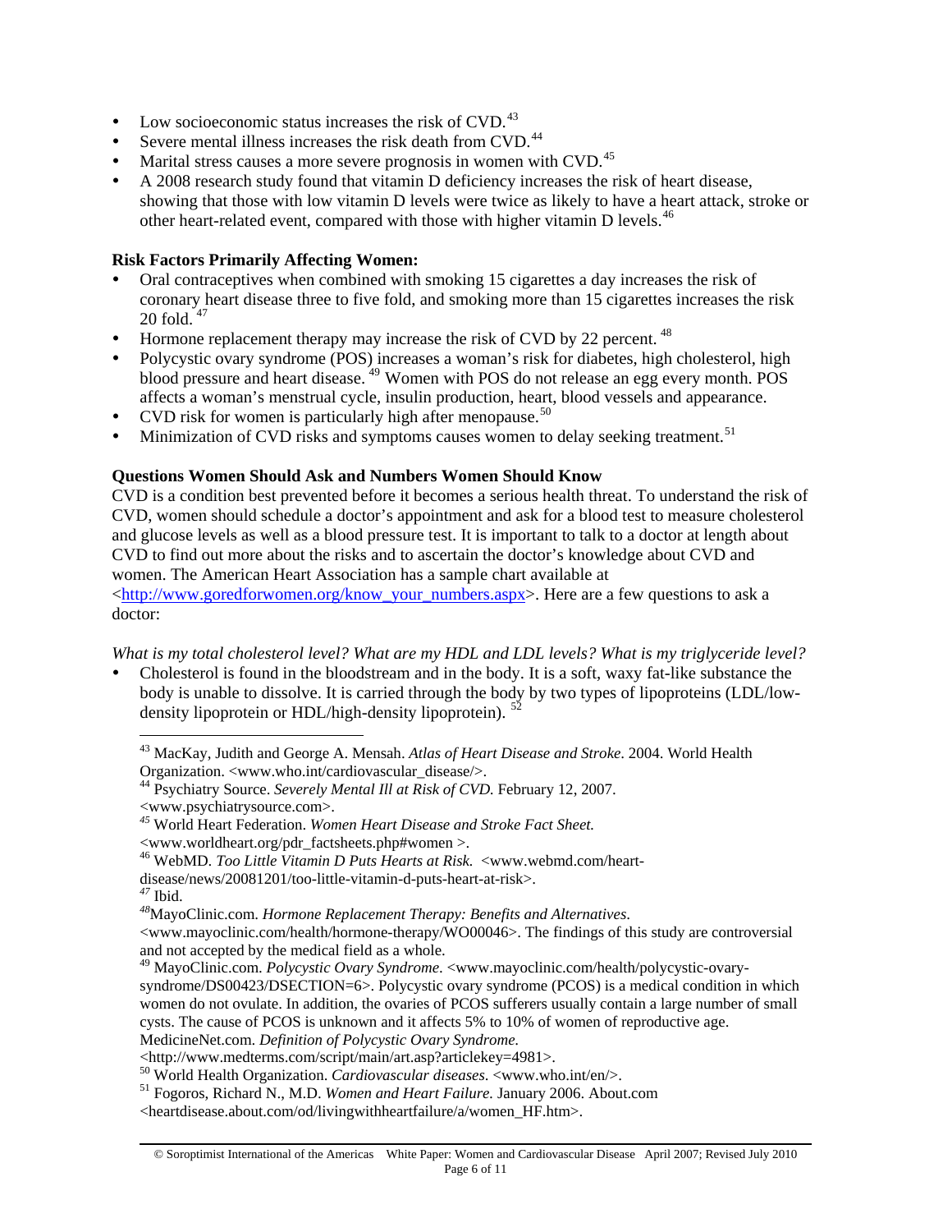- Low socioeconomic status increases the risk of CVD.[43]
- Severe mental illness increases the risk death from CVD.[44]
- Marital stress causes a more severe prognosis in women with CVD.[45]
- A 2008 research study found that vitamin D deficiency increases the risk of heart disease, showing that those with low vitamin D levels were twice as likely to have a heart attack, stroke or other heart-related event, compared with those with higher vitamin D levels.[46]

**Risk Factors Primarily Affecting Women:**

- Oral contraceptives when combined with smoking 15 cigarettes a day increases the risk of coronary heart disease three to five fold, and smoking more than 15 cigarettes increases the risk 20 fold.[47]
- Hormone replacement therapy may increase the risk of CVD by 22 percent.[48]
- Polycystic ovary syndrome (POS) increases a woman's risk for diabetes, high cholesterol, high blood pressure and heart disease.[49] Women with POS do not release an egg every month. POS affects a woman's menstrual cycle, insulin production, heart, blood vessels and appearance.
- CVD risk for women is particularly high after menopause.[50]
- Minimization of CVD risks and symptoms causes women to delay seeking treatment.[51]

**Questions Women Should Ask and Numbers Women Should Know**

CVD is a condition best prevented before it becomes a serious health threat. To understand the risk of CVD, women should schedule a doctor's appointment and ask for a blood test to measure cholesterol and glucose levels as well as a blood pressure test. It is important to talk to a doctor at length about CVD to find out more about the risks and to ascertain the doctor's knowledge about CVD and women. The American Heart Association has a sample chart available at <http://www.goredforwomen.org/know_your_numbers.aspx>. Here are a few questions to ask a doctor:

*What is my total cholesterol level? What are my HDL and LDL levels? What is my triglyceride level?*

- Cholesterol is found in the bloodstream and in the body. It is a soft, waxy fat-like substance the body is unable to dissolve. It is carried through the body by two types of lipoproteins (LDL/low-density lipoprotein or HDL/high-density lipoprotein).[52]

---

[43] MacKay, Judith and George A. Mensah. *Atlas of Heart Disease and Stroke.* 2004. World Health Organization. <www.who.int/cardiovascular_disease/>.

[44] Psychiatry Source. *Severely Mental Ill at Risk of CVD.* February 12, 2007. <www.psychiatrysource.com>.

[45] World Heart Federation. *Women Heart Disease and Stroke Fact Sheet.* <www.worldheart.org/pdr_factsheets.php#women >.

[46] WebMD. *Too Little Vitamin D Puts Hearts at Risk.* <www.webmd.com/heart-disease/news/20081201/too-little-vitamin-d-puts-heart-at-risk>.

[47] Ibid.

[48] MayoClinic.com. *Hormone Replacement Therapy: Benefits and Alternatives*. <www.mayoclinic.com/health/hormone-therapy/WO00046>. The findings of this study are controversial and not accepted by the medical field as a whole.

[49] MayoClinic.com. *Polycystic Ovary Syndrome.* <www.mayoclinic.com/health/polycystic-ovary-syndrome/DS00423/DSECTION=6>. Polycystic ovary syndrome (PCOS) is a medical condition in which women do not ovulate. In addition, the ovaries of PCOS sufferers usually contain a large number of small cysts. The cause of PCOS is unknown and it affects 5% to 10% of women of reproductive age. MedicineNet.com. *Definition of Polycystic Ovary Syndrome.* <http://www.medterms.com/script/main/art.asp?articlekey=4981>.

[50] World Health Organization. *Cardiovascular diseases.* <www.who.int/en/>.

[51] Fogoros, Richard N., M.D. *Women and Heart Failure.* January 2006. About.com <heartdisease.about.com/od/livingwithheartfailure/a/women_HF.htm>.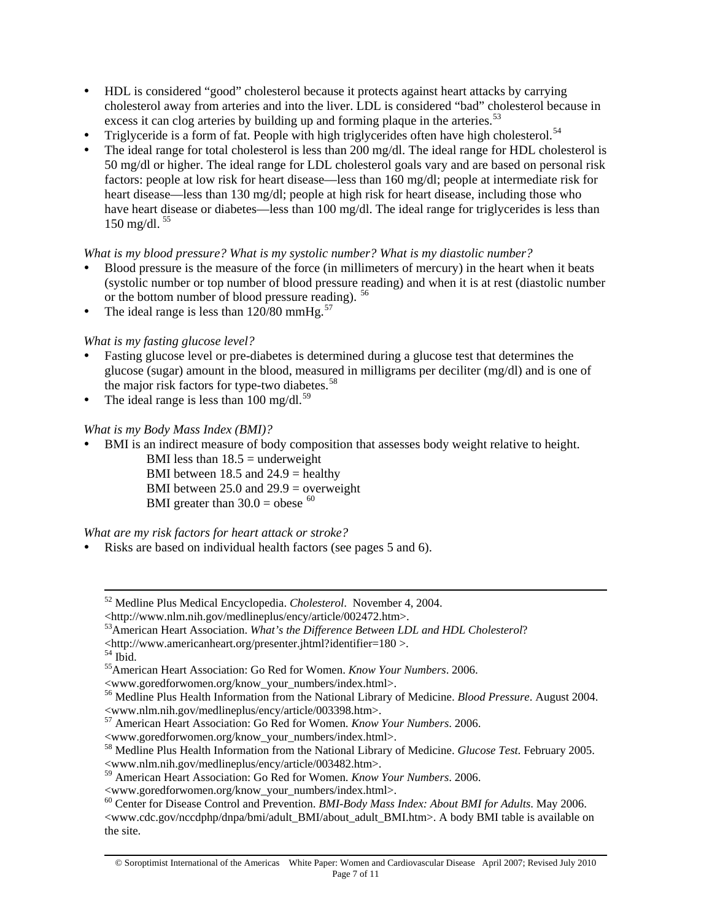- HDL is considered "good" cholesterol because it protects against heart attacks by carrying cholesterol away from arteries and into the liver. LDL is considered "bad" cholesterol because in excess it can clog arteries by building up and forming plaque in the arteries.[53]
- Triglyceride is a form of fat. People with high triglycerides often have high cholesterol.[54]
- The ideal range for total cholesterol is less than 200 mg/dl. The ideal range for HDL cholesterol is 50 mg/dl or higher. The ideal range for LDL cholesterol goals vary and are based on personal risk factors: people at low risk for heart disease—less than 160 mg/dl; people at intermediate risk for heart disease—less than 130 mg/dl; people at high risk for heart disease, including those who have heart disease or diabetes—less than 100 mg/dl. The ideal range for triglycerides is less than 150 mg/dl. [55]

*What is my blood pressure? What is my systolic number? What is my diastolic number?*

- Blood pressure is the measure of the force (in millimeters of mercury) in the heart when it beats (systolic number or top number of blood pressure reading) and when it is at rest (diastolic number or the bottom number of blood pressure reading). [56]
- The ideal range is less than 120/80 mmHg.[57]

*What is my fasting glucose level?*

- Fasting glucose level or pre-diabetes is determined during a glucose test that determines the glucose (sugar) amount in the blood, measured in milligrams per deciliter (mg/dl) and is one of the major risk factors for type-two diabetes.[58]
- The ideal range is less than 100 mg/dl.[59]

*What is my Body Mass Index (BMI)?*

- BMI is an indirect measure of body composition that assesses body weight relative to height.
  - BMI less than 18.5 = underweight
  - BMI between 18.5 and 24.9 = healthy
  - BMI between 25.0 and 29.9 = overweight
  - BMI greater than 30.0 = obese [60]

*What are my risk factors for heart attack or stroke?*

- Risks are based on individual health factors (see pages 5 and 6).

---

[52] Medline Plus Medical Encyclopedia. *Cholesterol*. November 4, 2004. <http://www.nlm.nih.gov/medlineplus/ency/article/002472.htm>.

[53] American Heart Association. *What's the Difference Between LDL and HDL Cholesterol*? <http://www.americanheart.org/presenter.jhtml?identifier=180 >.

[54] Ibid.

[55] American Heart Association: Go Red for Women. *Know Your Numbers*. 2006. <www.goredforwomen.org/know_your_numbers/index.html>.

[56] Medline Plus Health Information from the National Library of Medicine. *Blood Pressure*. August 2004. <www.nlm.nih.gov/medlineplus/ency/article/003398.htm>.

[57] American Heart Association: Go Red for Women. *Know Your Numbers*. 2006. <www.goredforwomen.org/know_your_numbers/index.html>.

[58] Medline Plus Health Information from the National Library of Medicine. *Glucose Test*. February 2005. <www.nlm.nih.gov/medlineplus/ency/article/003482.htm>.

[59] American Heart Association: Go Red for Women. *Know Your Numbers*. 2006. <www.goredforwomen.org/know_your_numbers/index.html>.

[60] Center for Disease Control and Prevention. *BMI-Body Mass Index: About BMI for Adults*. May 2006. <www.cdc.gov/nccdphp/dnpa/bmi/adult_BMI/about_adult_BMI.htm>. A body BMI table is available on the site.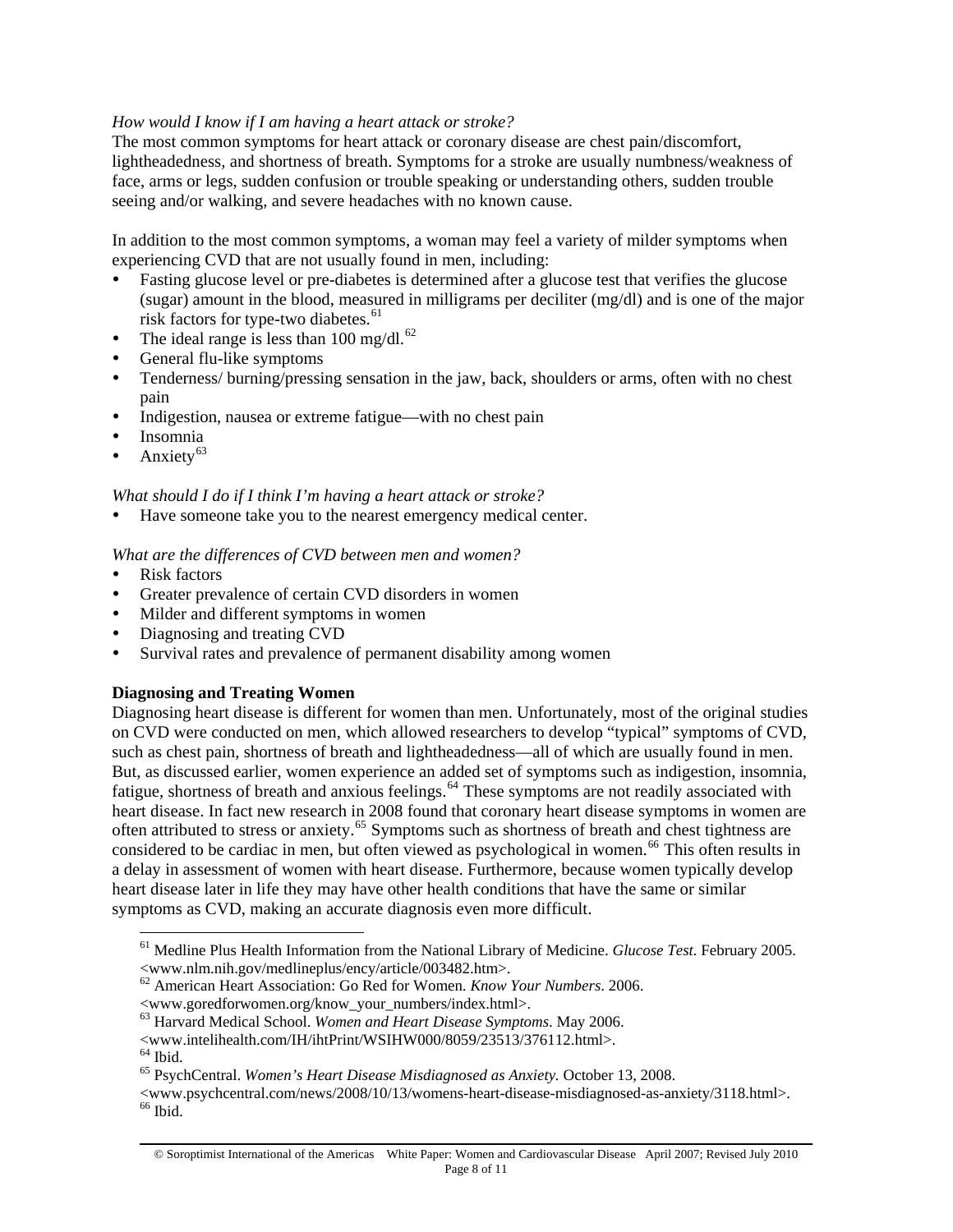*How would I know if I am having a heart attack or stroke?*

The most common symptoms for heart attack or coronary disease are chest pain/discomfort, lightheadedness, and shortness of breath. Symptoms for a stroke are usually numbness/weakness of face, arms or legs, sudden confusion or trouble speaking or understanding others, sudden trouble seeing and/or walking, and severe headaches with no known cause.

In addition to the most common symptoms, a woman may feel a variety of milder symptoms when experiencing CVD that are not usually found in men, including:

- Fasting glucose level or pre-diabetes is determined after a glucose test that verifies the glucose (sugar) amount in the blood, measured in milligrams per deciliter (mg/dl) and is one of the major risk factors for type-two diabetes.[61]
- The ideal range is less than 100 mg/dl.[62]
- General flu-like symptoms
- Tenderness/ burning/pressing sensation in the jaw, back, shoulders or arms, often with no chest pain
- Indigestion, nausea or extreme fatigue—with no chest pain
- Insomnia
- Anxiety[63]

*What should I do if I think I'm having a heart attack or stroke?*

- Have someone take you to the nearest emergency medical center.

*What are the differences of CVD between men and women?*

- Risk factors
- Greater prevalence of certain CVD disorders in women
- Milder and different symptoms in women
- Diagnosing and treating CVD
- Survival rates and prevalence of permanent disability among women

**Diagnosing and Treating Women**

Diagnosing heart disease is different for women than men. Unfortunately, most of the original studies on CVD were conducted on men, which allowed researchers to develop "typical" symptoms of CVD, such as chest pain, shortness of breath and lightheadedness—all of which are usually found in men. But, as discussed earlier, women experience an added set of symptoms such as indigestion, insomnia, fatigue, shortness of breath and anxious feelings.[64] These symptoms are not readily associated with heart disease. In fact new research in 2008 found that coronary heart disease symptoms in women are often attributed to stress or anxiety.[65] Symptoms such as shortness of breath and chest tightness are considered to be cardiac in men, but often viewed as psychological in women.[66] This often results in a delay in assessment of women with heart disease. Furthermore, because women typically develop heart disease later in life they may have other health conditions that have the same or similar symptoms as CVD, making an accurate diagnosis even more difficult.

---

[61] Medline Plus Health Information from the National Library of Medicine. *Glucose Test.* February 2005. <www.nlm.nih.gov/medlineplus/ency/article/003482.htm>.

[62] American Heart Association: Go Red for Women. *Know Your Numbers.* 2006. <www.goredforwomen.org/know_your_numbers/index.html>.

[63] Harvard Medical School. *Women and Heart Disease Symptoms*. May 2006. <www.intelihealth.com/IH/ihtPrint/WSIHW000/8059/23513/376112.html>.

[64] Ibid.

[65] PsychCentral. *Women's Heart Disease Misdiagnosed as Anxiety.* October 13, 2008. <www.psychcentral.com/news/2008/10/13/womens-heart-disease-misdiagnosed-as-anxiety/3118.html>.

[66] Ibid.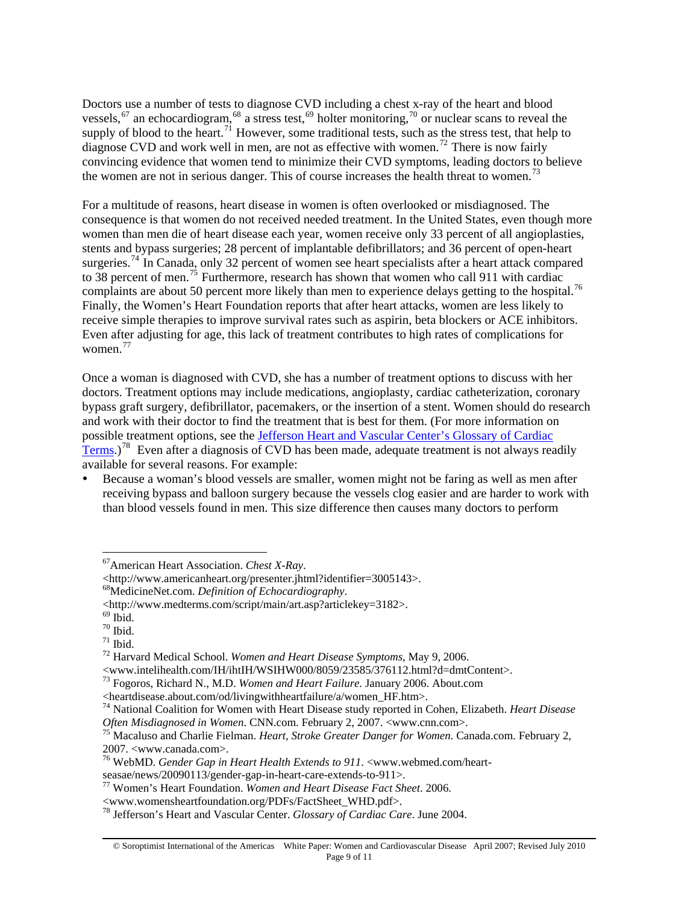Doctors use a number of tests to diagnose CVD including a chest x-ray of the heart and blood vessels,[67] an echocardiogram,[68] a stress test,[69] holter monitoring,[70] or nuclear scans to reveal the supply of blood to the heart.[71] However, some traditional tests, such as the stress test, that help to diagnose CVD and work well in men, are not as effective with women.[72] There is now fairly convincing evidence that women tend to minimize their CVD symptoms, leading doctors to believe the women are not in serious danger. This of course increases the health threat to women.[73]

For a multitude of reasons, heart disease in women is often overlooked or misdiagnosed. The consequence is that women do not received needed treatment. In the United States, even though more women than men die of heart disease each year, women receive only 33 percent of all angioplasties, stents and bypass surgeries; 28 percent of implantable defibrillators; and 36 percent of open-heart surgeries.[74] In Canada, only 32 percent of women see heart specialists after a heart attack compared to 38 percent of men.[75] Furthermore, research has shown that women who call 911 with cardiac complaints are about 50 percent more likely than men to experience delays getting to the hospital.[76] Finally, the Women's Heart Foundation reports that after heart attacks, women are less likely to receive simple therapies to improve survival rates such as aspirin, beta blockers or ACE inhibitors. Even after adjusting for age, this lack of treatment contributes to high rates of complications for women.[77]

Once a woman is diagnosed with CVD, she has a number of treatment options to discuss with her doctors. Treatment options may include medications, angioplasty, cardiac catheterization, coronary bypass graft surgery, defibrillator, pacemakers, or the insertion of a stent. Women should do research and work with their doctor to find the treatment that is best for them. (For more information on possible treatment options, see the [Jefferson Heart and Vascular Center's Glossary of Cardiac Terms](#).)[78] Even after a diagnosis of CVD has been made, adequate treatment is not always readily available for several reasons. For example:

- Because a woman's blood vessels are smaller, women might not be faring as well as men after receiving bypass and balloon surgery because the vessels clog easier and are harder to work with than blood vessels found in men. This size difference then causes many doctors to perform

---

[67] American Heart Association. *Chest X-Ray*. <http://www.americanheart.org/presenter.jhtml?identifier=3005143>.

[68] MedicineNet.com. *Definition of Echocardiography*. <http://www.medterms.com/script/main/art.asp?articlekey=3182>.

[69] Ibid.

[70] Ibid.

[71] Ibid.

[72] Harvard Medical School. *Women and Heart Disease Symptoms*, May 9, 2006. <www.intelihealth.com/IH/ihtIH/WSIHW000/8059/23585/376112.html?d=dmtContent>.

[73] Fogoros, Richard N., M.D. *Women and Heart Failure*. January 2006. About.com <heartdisease.about.com/od/livingwithheartfailure/a/women_HF.htm>.

[74] National Coalition for Women with Heart Disease study reported in Cohen, Elizabeth. *Heart Disease Often Misdiagnosed in Women*. CNN.com. February 2, 2007. <www.cnn.com>.

[75] Macaluso and Charlie Fielman. *Heart, Stroke Greater Danger for Women*. Canada.com. February 2, 2007. <www.canada.com>.

[76] WebMD. *Gender Gap in Heart Health Extends to 911*. <www.webmed.com/heart-seasae/news/20090113/gender-gap-in-heart-care-extends-to-911>.

[77] Women's Heart Foundation. *Women and Heart Disease Fact Sheet*. 2006. <www.womensheartfoundation.org/PDFs/FactSheet_WHD.pdf>.

[78] Jefferson's Heart and Vascular Center. *Glossary of Cardiac Care*. June 2004.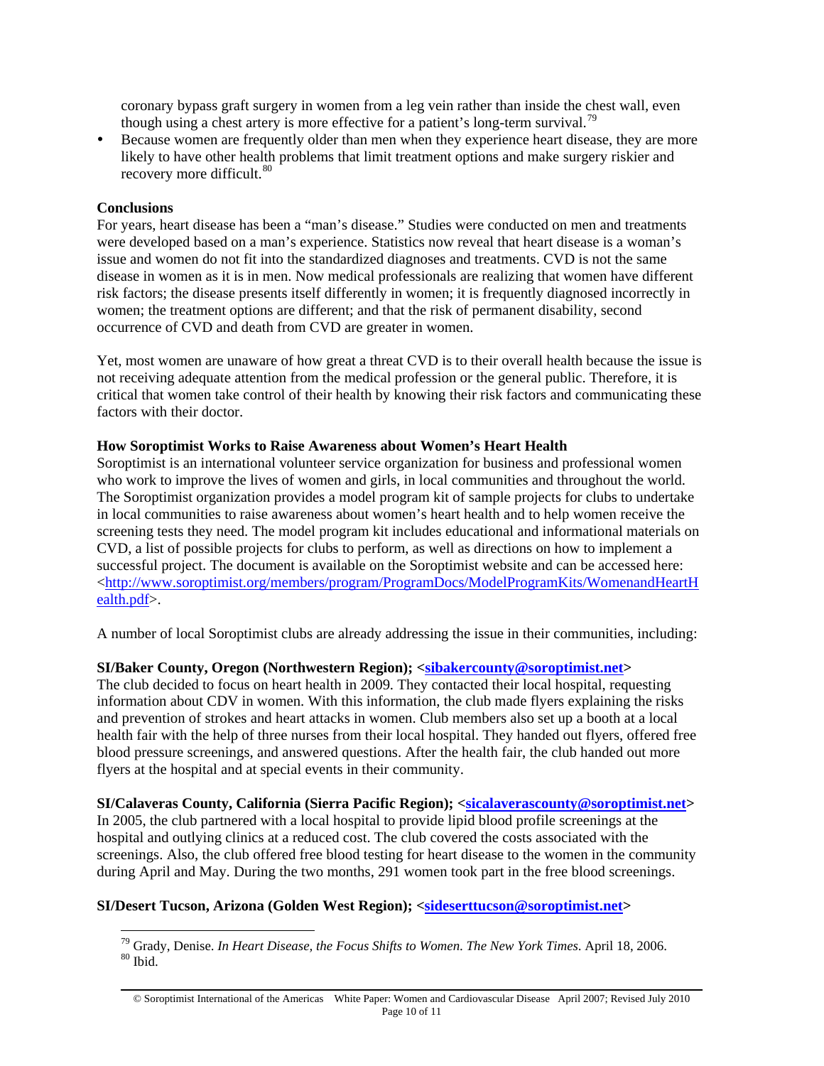coronary bypass graft surgery in women from a leg vein rather than inside the chest wall, even though using a chest artery is more effective for a patient's long-term survival.[79]

- Because women are frequently older than men when they experience heart disease, they are more likely to have other health problems that limit treatment options and make surgery riskier and recovery more difficult.[80]

**Conclusions**

For years, heart disease has been a "man's disease." Studies were conducted on men and treatments were developed based on a man's experience. Statistics now reveal that heart disease is a woman's issue and women do not fit into the standardized diagnoses and treatments. CVD is not the same disease in women as it is in men. Now medical professionals are realizing that women have different risk factors; the disease presents itself differently in women; it is frequently diagnosed incorrectly in women; the treatment options are different; and that the risk of permanent disability, second occurrence of CVD and death from CVD are greater in women.

Yet, most women are unaware of how great a threat CVD is to their overall health because the issue is not receiving adequate attention from the medical profession or the general public. Therefore, it is critical that women take control of their health by knowing their risk factors and communicating these factors with their doctor.

**How Soroptimist Works to Raise Awareness about Women's Heart Health**

Soroptimist is an international volunteer service organization for business and professional women who work to improve the lives of women and girls, in local communities and throughout the world. The Soroptimist organization provides a model program kit of sample projects for clubs to undertake in local communities to raise awareness about women's heart health and to help women receive the screening tests they need. The model program kit includes educational and informational materials on CVD, a list of possible projects for clubs to perform, as well as directions on how to implement a successful project. The document is available on the Soroptimist website and can be accessed here: <http://www.soroptimist.org/members/program/ProgramDocs/ModelProgramKits/WomenandHeartHealth.pdf>.

A number of local Soroptimist clubs are already addressing the issue in their communities, including:

**SI/Baker County, Oregon (Northwestern Region); <sibakercounty@soroptimist.net>**

The club decided to focus on heart health in 2009. They contacted their local hospital, requesting information about CDV in women. With this information, the club made flyers explaining the risks and prevention of strokes and heart attacks in women. Club members also set up a booth at a local health fair with the help of three nurses from their local hospital. They handed out flyers, offered free blood pressure screenings, and answered questions. After the health fair, the club handed out more flyers at the hospital and at special events in their community.

**SI/Calaveras County, California (Sierra Pacific Region); <sicalaverascounty@soroptimist.net>**

In 2005, the club partnered with a local hospital to provide lipid blood profile screenings at the hospital and outlying clinics at a reduced cost. The club covered the costs associated with the screenings. Also, the club offered free blood testing for heart disease to the women in the community during April and May. During the two months, 291 women took part in the free blood screenings.

**SI/Desert Tucson, Arizona (Golden West Region); <sideserttucson@soroptimist.net>**

---

[79] Grady, Denise. *In Heart Disease, the Focus Shifts to Women. The New York Times.* April 18, 2006.
[80] Ibid.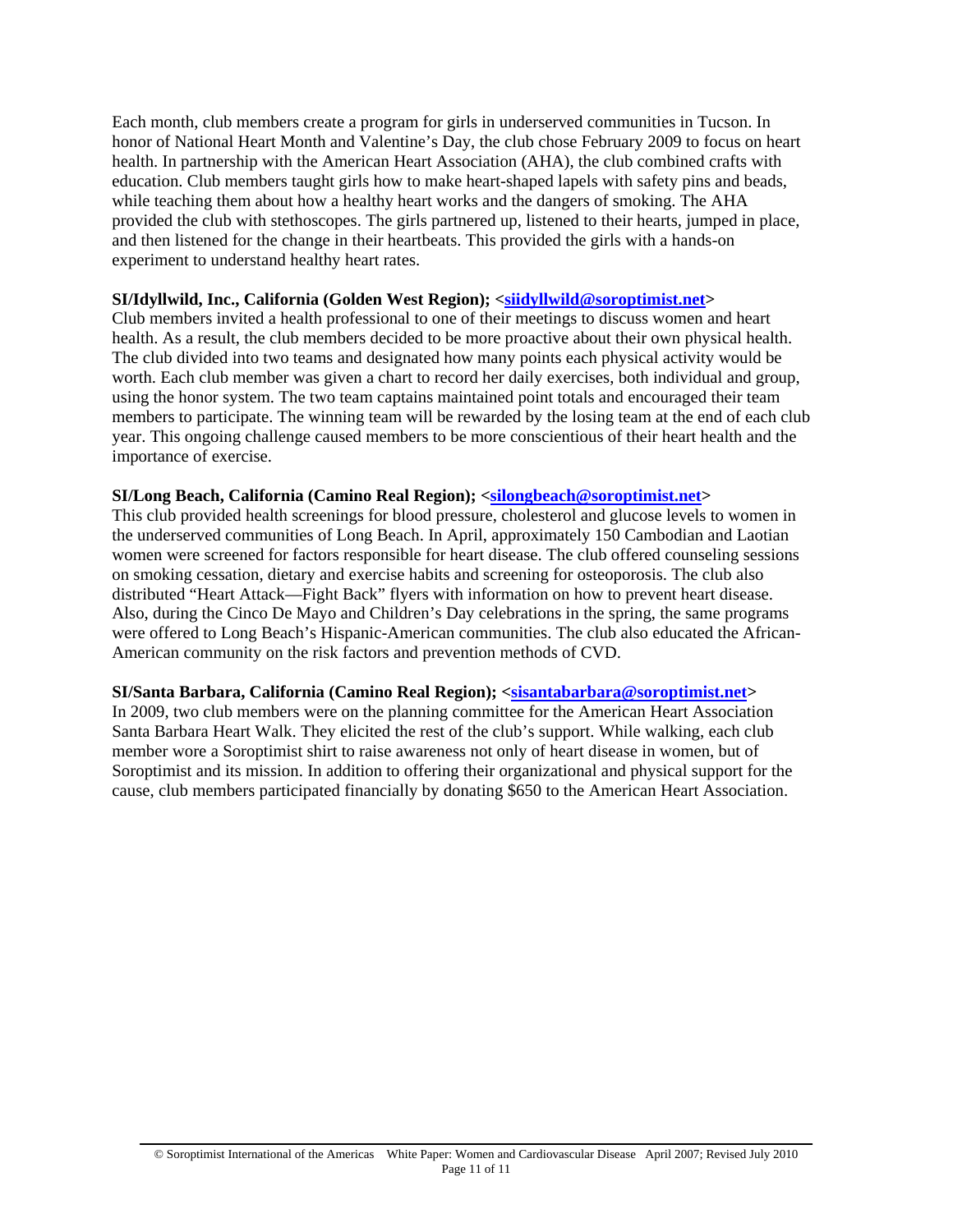Each month, club members create a program for girls in underserved communities in Tucson. In honor of National Heart Month and Valentine's Day, the club chose February 2009 to focus on heart health. In partnership with the American Heart Association (AHA), the club combined crafts with education. Club members taught girls how to make heart-shaped lapels with safety pins and beads, while teaching them about how a healthy heart works and the dangers of smoking. The AHA provided the club with stethoscopes. The girls partnered up, listened to their hearts, jumped in place, and then listened for the change in their heartbeats. This provided the girls with a hands-on experiment to understand healthy heart rates.

**SI/Idyllwild, Inc., California (Golden West Region); <siidyllwild@soroptimist.net>**
Club members invited a health professional to one of their meetings to discuss women and heart health. As a result, the club members decided to be more proactive about their own physical health. The club divided into two teams and designated how many points each physical activity would be worth. Each club member was given a chart to record her daily exercises, both individual and group, using the honor system. The two team captains maintained point totals and encouraged their team members to participate. The winning team will be rewarded by the losing team at the end of each club year. This ongoing challenge caused members to be more conscientious of their heart health and the importance of exercise.

**SI/Long Beach, California (Camino Real Region); <silongbeach@soroptimist.net>**
This club provided health screenings for blood pressure, cholesterol and glucose levels to women in the underserved communities of Long Beach. In April, approximately 150 Cambodian and Laotian women were screened for factors responsible for heart disease. The club offered counseling sessions on smoking cessation, dietary and exercise habits and screening for osteoporosis. The club also distributed "Heart Attack—Fight Back" flyers with information on how to prevent heart disease. Also, during the Cinco De Mayo and Children's Day celebrations in the spring, the same programs were offered to Long Beach's Hispanic-American communities. The club also educated the African-American community on the risk factors and prevention methods of CVD.

**SI/Santa Barbara, California (Camino Real Region); <sisantabarbara@soroptimist.net>**
In 2009, two club members were on the planning committee for the American Heart Association Santa Barbara Heart Walk. They elicited the rest of the club's support. While walking, each club member wore a Soroptimist shirt to raise awareness not only of heart disease in women, but of Soroptimist and its mission. In addition to offering their organizational and physical support for the cause, club members participated financially by donating $650 to the American Heart Association.